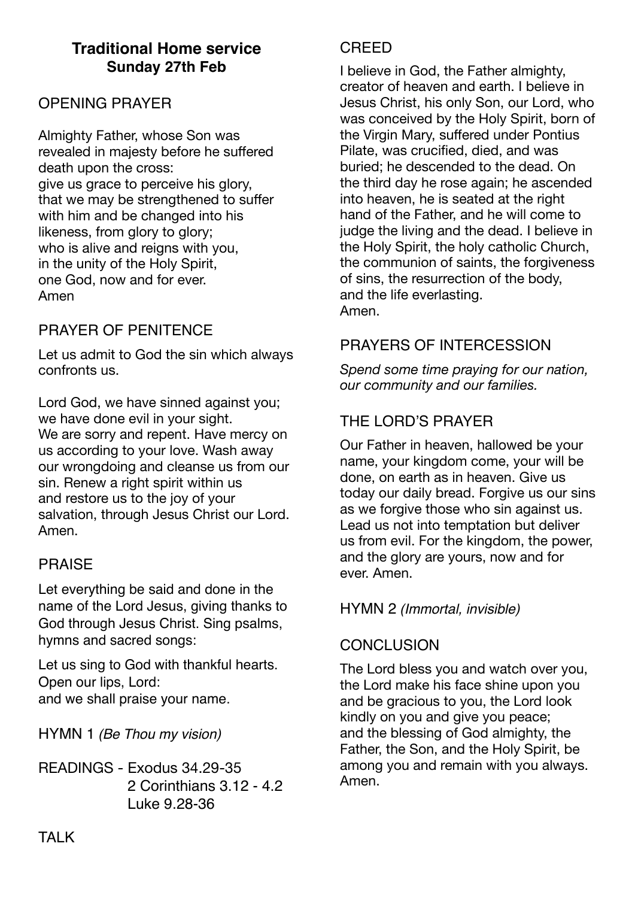**Traditional Home service**
**Sunday 27th Feb**

## OPENING PRAYER

Almighty Father, whose Son was revealed in majesty before he suffered death upon the cross:
give us grace to perceive his glory, that we may be strengthened to suffer with him and be changed into his likeness, from glory to glory;
who is alive and reigns with you,
in the unity of the Holy Spirit,
one God, now and for ever.
Amen

## PRAYER OF PENITENCE

Let us admit to God the sin which always confronts us.

Lord God, we have sinned against you;
we have done evil in your sight.
We are sorry and repent. Have mercy on us according to your love. Wash away our wrongdoing and cleanse us from our sin. Renew a right spirit within us and restore us to the joy of your salvation, through Jesus Christ our Lord.
Amen.

## PRAISE

Let everything be said and done in the name of the Lord Jesus, giving thanks to God through Jesus Christ. Sing psalms, hymns and sacred songs:

Let us sing to God with thankful hearts.
Open our lips, Lord:
and we shall praise your name.

HYMN 1 *(Be Thou my vision)*

READINGS - Exodus 34.29-35
2 Corinthians 3.12 - 4.2
Luke 9.28-36

TALK

## CREED

I believe in God, the Father almighty, creator of heaven and earth. I believe in Jesus Christ, his only Son, our Lord, who was conceived by the Holy Spirit, born of the Virgin Mary, suffered under Pontius Pilate, was crucified, died, and was buried; he descended to the dead. On the third day he rose again; he ascended into heaven, he is seated at the right hand of the Father, and he will come to judge the living and the dead. I believe in the Holy Spirit, the holy catholic Church, the communion of saints, the forgiveness of sins, the resurrection of the body, and the life everlasting.
Amen.

## PRAYERS OF INTERCESSION

*Spend some time praying for our nation, our community and our families.*

## THE LORD'S PRAYER

Our Father in heaven, hallowed be your name, your kingdom come, your will be done, on earth as in heaven. Give us today our daily bread. Forgive us our sins as we forgive those who sin against us. Lead us not into temptation but deliver us from evil. For the kingdom, the power, and the glory are yours, now and for ever. Amen.

HYMN 2 *(Immortal, invisible)*

## CONCLUSION

The Lord bless you and watch over you, the Lord make his face shine upon you and be gracious to you, the Lord look kindly on you and give you peace;
and the blessing of God almighty, the Father, the Son, and the Holy Spirit, be among you and remain with you always.
Amen.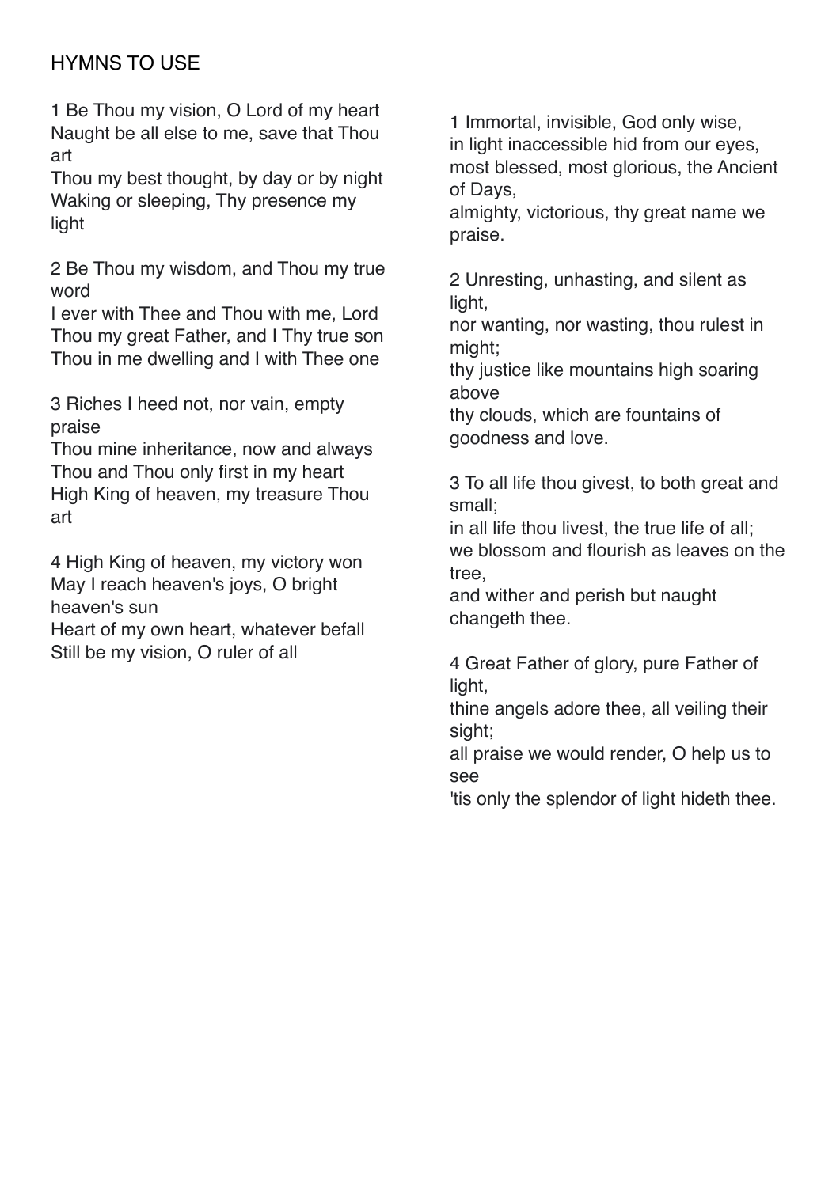## HYMNS TO USE

1 Be Thou my vision, O Lord of my heart
Naught be all else to me, save that Thou art
Thou my best thought, by day or by night
Waking or sleeping, Thy presence my light

2 Be Thou my wisdom, and Thou my true word
I ever with Thee and Thou with me, Lord
Thou my great Father, and I Thy true son
Thou in me dwelling and I with Thee one

3 Riches I heed not, nor vain, empty praise
Thou mine inheritance, now and always
Thou and Thou only first in my heart
High King of heaven, my treasure Thou art

4 High King of heaven, my victory won
May I reach heaven's joys, O bright heaven's sun
Heart of my own heart, whatever befall
Still be my vision, O ruler of all

1 Immortal, invisible, God only wise,
in light inaccessible hid from our eyes,
most blessed, most glorious, the Ancient of Days,
almighty, victorious, thy great name we praise.

2 Unresting, unhasting, and silent as light,
nor wanting, nor wasting, thou rulest in might;
thy justice like mountains high soaring above
thy clouds, which are fountains of goodness and love.

3 To all life thou givest, to both great and small;
in all life thou livest, the true life of all;
we blossom and flourish as leaves on the tree,
and wither and perish but naught changeth thee.

4 Great Father of glory, pure Father of light,
thine angels adore thee, all veiling their sight;
all praise we would render, O help us to see
'tis only the splendor of light hideth thee.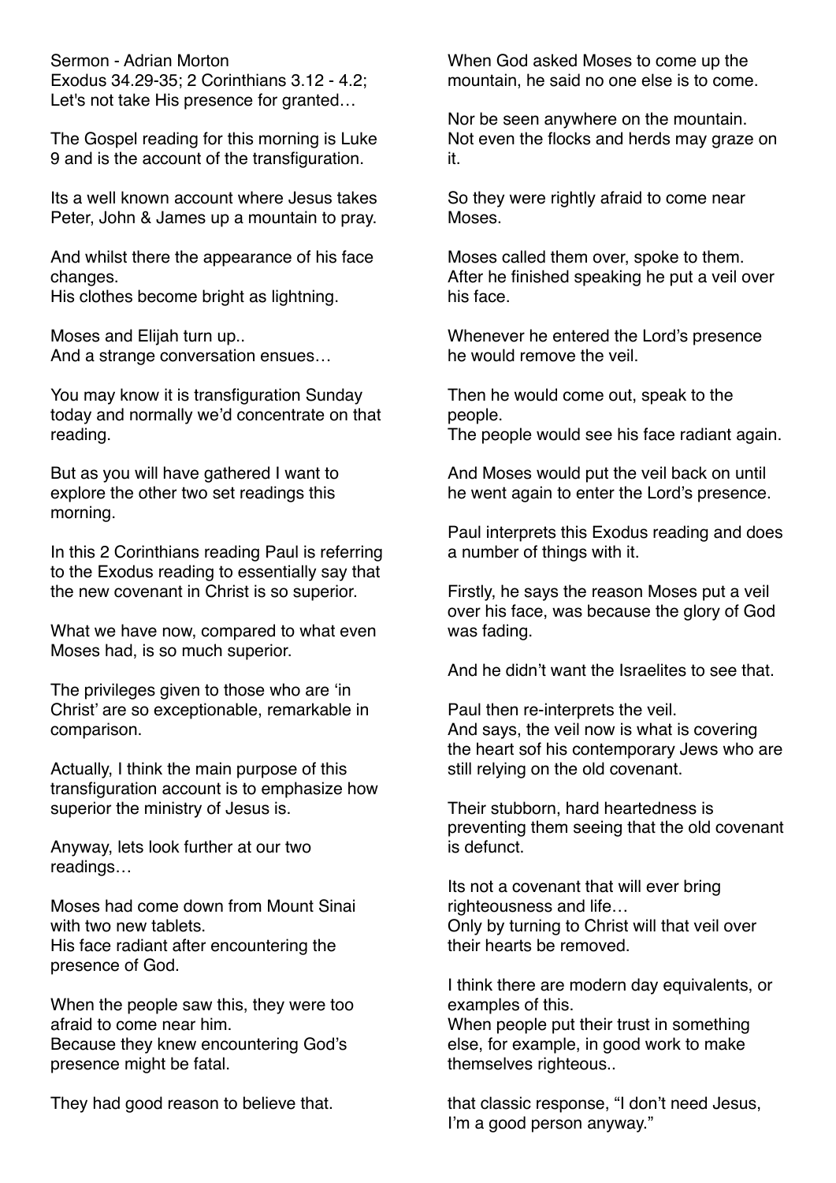Sermon - Adrian Morton
Exodus 34.29-35; 2 Corinthians 3.12 - 4.2;
Let's not take His presence for granted…

The Gospel reading for this morning is Luke 9 and is the account of the transfiguration.

Its a well known account where Jesus takes Peter, John & James up a mountain to pray.

And whilst there the appearance of his face changes.
His clothes become bright as lightning.

Moses and Elijah turn up..
And a strange conversation ensues…

You may know it is transfiguration Sunday today and normally we'd concentrate on that reading.

But as you will have gathered I want to explore the other two set readings this morning.

In this 2 Corinthians reading Paul is referring to the Exodus reading to essentially say that the new covenant in Christ is so superior.

What we have now, compared to what even Moses had, is so much superior.

The privileges given to those who are 'in Christ' are so exceptionable, remarkable in comparison.

Actually, I think the main purpose of this transfiguration account is to emphasize how superior the ministry of Jesus is.

Anyway, lets look further at our two readings…

Moses had come down from Mount Sinai with two new tablets.
His face radiant after encountering the presence of God.

When the people saw this, they were too afraid to come near him.
Because they knew encountering God's presence might be fatal.

They had good reason to believe that.

When God asked Moses to come up the mountain, he said no one else is to come.

Nor be seen anywhere on the mountain.
Not even the flocks and herds may graze on it.

So they were rightly afraid to come near Moses.

Moses called them over, spoke to them.
After he finished speaking he put a veil over his face.

Whenever he entered the Lord's presence he would remove the veil.

Then he would come out, speak to the people.
The people would see his face radiant again.

And Moses would put the veil back on until he went again to enter the Lord's presence.

Paul interprets this Exodus reading and does a number of things with it.

Firstly, he says the reason Moses put a veil over his face, was because the glory of God was fading.

And he didn't want the Israelites to see that.

Paul then re-interprets the veil.
And says, the veil now is what is covering the heart sof his contemporary Jews who are still relying on the old covenant.

Their stubborn, hard heartedness is preventing them seeing that the old covenant is defunct.

Its not a covenant that will ever bring righteousness and life…
Only by turning to Christ will that veil over their hearts be removed.

I think there are modern day equivalents, or examples of this.
When people put their trust in something else, for example, in good work to make themselves righteous..

that classic response, "I don't need Jesus, I'm a good person anyway."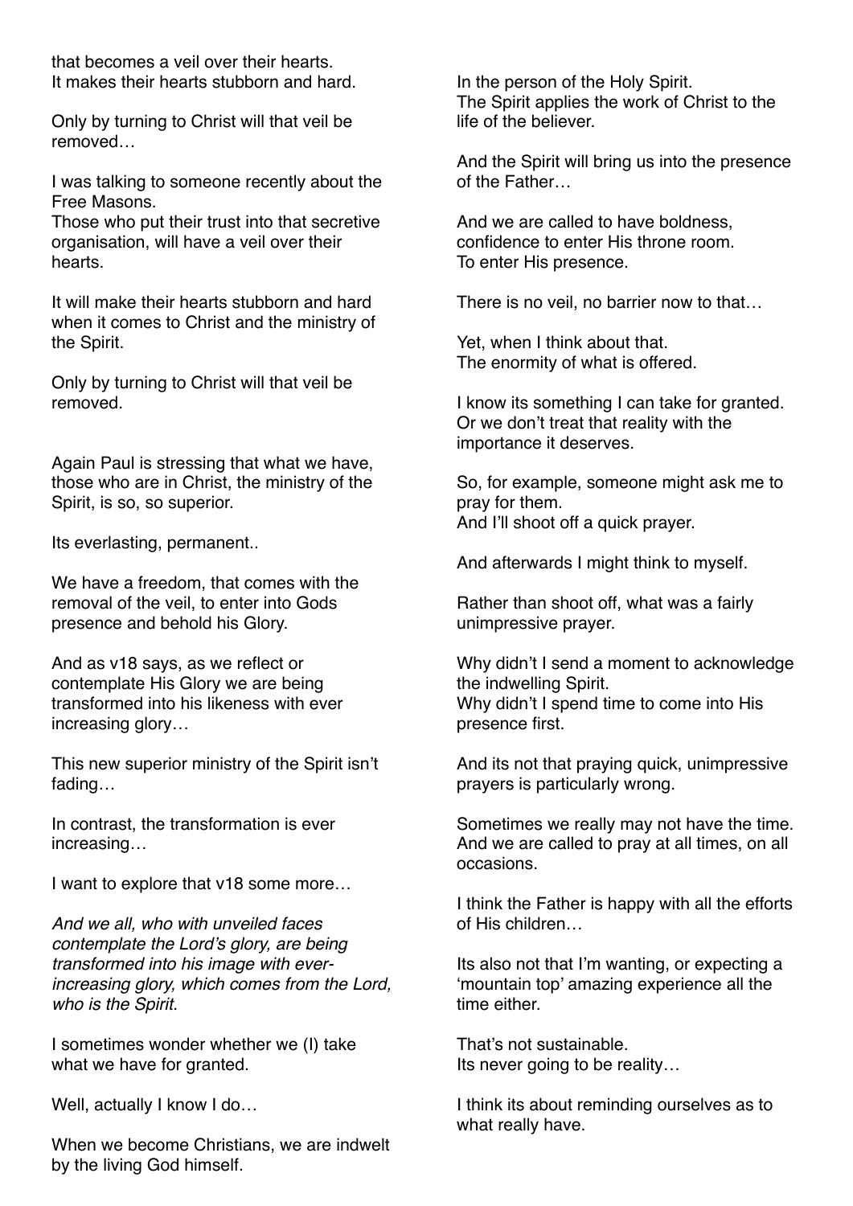that becomes a veil over their hearts.
It makes their hearts stubborn and hard.

Only by turning to Christ will that veil be removed…

I was talking to someone recently about the Free Masons.
Those who put their trust into that secretive organisation, will have a veil over their hearts.

It will make their hearts stubborn and hard when it comes to Christ and the ministry of the Spirit.

Only by turning to Christ will that veil be removed.

Again Paul is stressing that what we have, those who are in Christ, the ministry of the Spirit, is so, so superior.

Its everlasting, permanent..

We have a freedom, that comes with the removal of the veil, to enter into Gods presence and behold his Glory.

And as v18 says, as we reflect or contemplate His Glory we are being transformed into his likeness with ever increasing glory…

This new superior ministry of the Spirit isn't fading…

In contrast, the transformation is ever increasing…

I want to explore that v18 some more…

*And we all, who with unveiled faces contemplate the Lord's glory, are being transformed into his image with ever-increasing glory, which comes from the Lord, who is the Spirit.*

I sometimes wonder whether we (I) take what we have for granted.

Well, actually I know I do…

When we become Christians, we are indwelt by the living God himself.

In the person of the Holy Spirit.
The Spirit applies the work of Christ to the life of the believer.

And the Spirit will bring us into the presence of the Father…

And we are called to have boldness, confidence to enter His throne room.
To enter His presence.

There is no veil, no barrier now to that…

Yet, when I think about that.
The enormity of what is offered.

I know its something I can take for granted.
Or we don't treat that reality with the importance it deserves.

So, for example, someone might ask me to pray for them.
And I'll shoot off a quick prayer.

And afterwards I might think to myself.

Rather than shoot off, what was a fairly unimpressive prayer.

Why didn't I send a moment to acknowledge the indwelling Spirit.
Why didn't I spend time to come into His presence first.

And its not that praying quick, unimpressive prayers is particularly wrong.

Sometimes we really may not have the time.
And we are called to pray at all times, on all occasions.

I think the Father is happy with all the efforts of His children…

Its also not that I'm wanting, or expecting a 'mountain top' amazing experience all the time either.

That's not sustainable.
Its never going to be reality…

I think its about reminding ourselves as to what really have.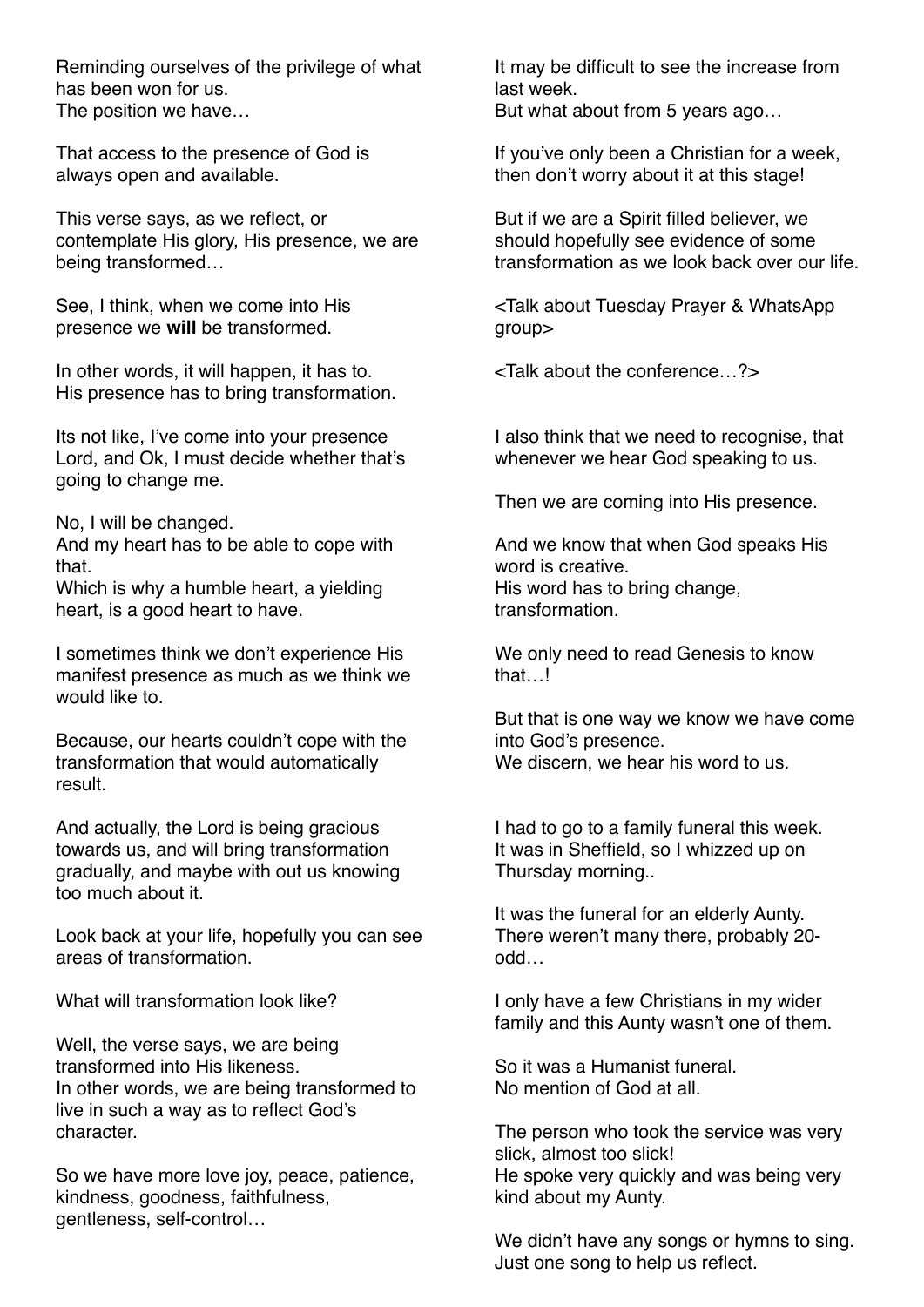Reminding ourselves of the privilege of what has been won for us.
The position we have…

That access to the presence of God is always open and available.

This verse says, as we reflect, or contemplate His glory, His presence, we are being transformed…

See, I think, when we come into His presence we **will** be transformed.

In other words, it will happen, it has to.
His presence has to bring transformation.

Its not like, I've come into your presence Lord, and Ok, I must decide whether that's going to change me.

No, I will be changed.
And my heart has to be able to cope with that.
Which is why a humble heart, a yielding heart, is a good heart to have.

I sometimes think we don't experience His manifest presence as much as we think we would like to.

Because, our hearts couldn't cope with the transformation that would automatically result.

And actually, the Lord is being gracious towards us, and will bring transformation gradually, and maybe with out us knowing too much about it.

Look back at your life, hopefully you can see areas of transformation.

What will transformation look like?

Well, the verse says, we are being transformed into His likeness.
In other words, we are being transformed to live in such a way as to reflect God's character.

So we have more love joy, peace, patience, kindness, goodness, faithfulness, gentleness, self-control…

It may be difficult to see the increase from last week.
But what about from 5 years ago…

If you've only been a Christian for a week, then don't worry about it at this stage!

But if we are a Spirit filled believer, we should hopefully see evidence of some transformation as we look back over our life.

<Talk about Tuesday Prayer & WhatsApp group>

<Talk about the conference…?>

I also think that we need to recognise, that whenever we hear God speaking to us.

Then we are coming into His presence.

And we know that when God speaks His word is creative.
His word has to bring change, transformation.

We only need to read Genesis to know that…!

But that is one way we know we have come into God's presence.
We discern, we hear his word to us.

I had to go to a family funeral this week.
It was in Sheffield, so I whizzed up on Thursday morning..

It was the funeral for an elderly Aunty.
There weren't many there, probably 20-odd…

I only have a few Christians in my wider family and this Aunty wasn't one of them.

So it was a Humanist funeral.
No mention of God at all.

The person who took the service was very slick, almost too slick!
He spoke very quickly and was being very kind about my Aunty.

We didn't have any songs or hymns to sing.
Just one song to help us reflect.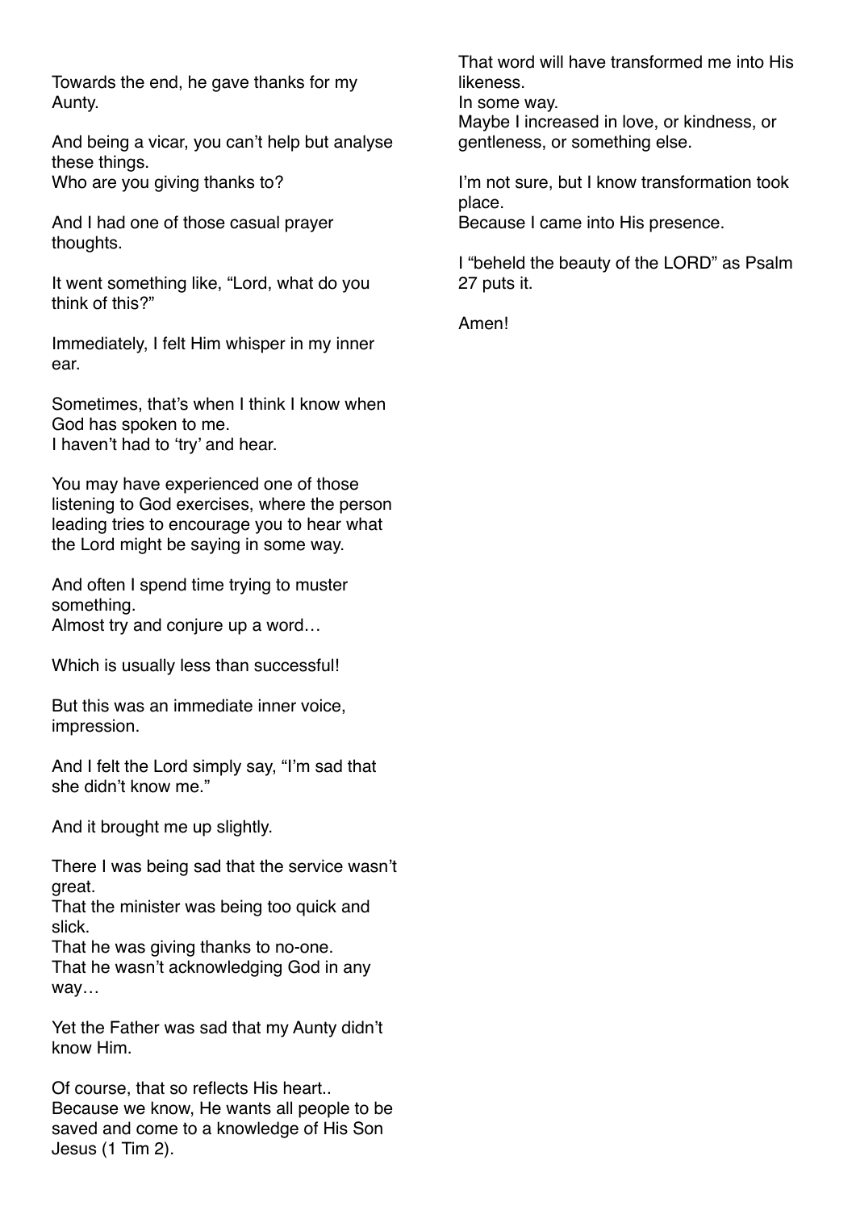Towards the end, he gave thanks for my Aunty.

And being a vicar, you can't help but analyse these things.
Who are you giving thanks to?

And I had one of those casual prayer thoughts.

It went something like, "Lord, what do you think of this?"

Immediately, I felt Him whisper in my inner ear.

Sometimes, that's when I think I know when God has spoken to me.
I haven't had to 'try' and hear.

You may have experienced one of those listening to God exercises, where the person leading tries to encourage you to hear what the Lord might be saying in some way.

And often I spend time trying to muster something.
Almost try and conjure up a word…

Which is usually less than successful!

But this was an immediate inner voice, impression.

And I felt the Lord simply say, "I'm sad that she didn't know me."

And it brought me up slightly.

There I was being sad that the service wasn't great.
That the minister was being too quick and slick.
That he was giving thanks to no-one.
That he wasn't acknowledging God in any way…

Yet the Father was sad that my Aunty didn't know Him.

Of course, that so reflects His heart..
Because we know, He wants all people to be saved and come to a knowledge of His Son Jesus (1 Tim 2).

That word will have transformed me into His likeness.
In some way.
Maybe I increased in love, or kindness, or gentleness, or something else.

I'm not sure, but I know transformation took place.
Because I came into His presence.

I "beheld the beauty of the LORD" as Psalm 27 puts it.

Amen!